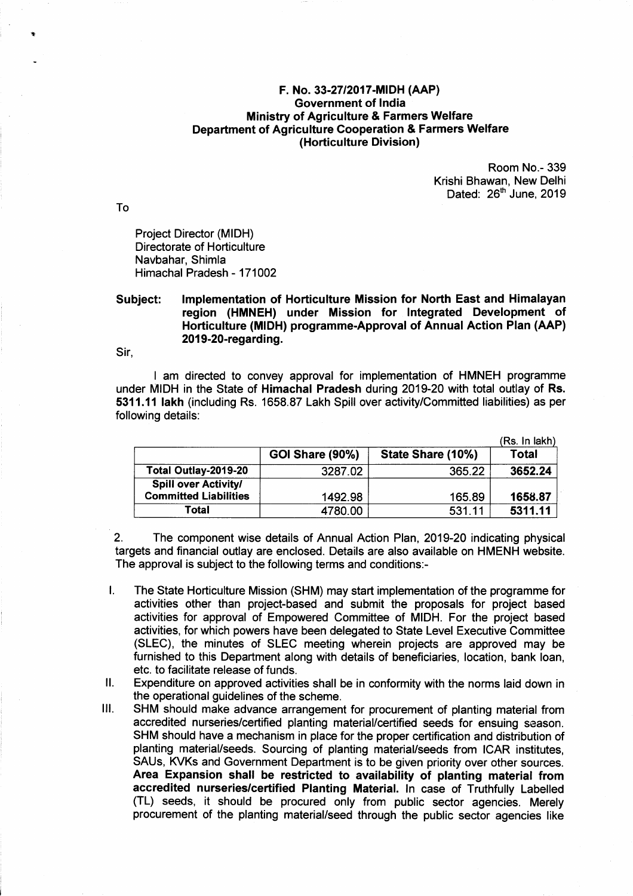**F. No. 33-27/2017-MIDH (AAP)**
**Government of India**
**Ministry of Agriculture & Farmers Welfare**
**Department of Agriculture Cooperation & Farmers Welfare**
**(Horticulture Division)**

Room No.- 339
Krishi Bhawan, New Delhi
Dated: 26th June, 2019

To

Project Director (MIDH)
Directorate of Horticulture
Navbahar, Shimla
Himachal Pradesh - 171002

**Subject: Implementation of Horticulture Mission for North East and Himalayan region (HMNEH) under Mission for Integrated Development of Horticulture (MIDH) programme-Approval of Annual Action Plan (AAP) 2019-20-regarding.**

Sir,

I am directed to convey approval for implementation of HMNEH programme under MIDH in the State of **Himachal Pradesh** during 2019-20 with total outlay of **Rs. 5311.11 lakh** (including Rs. 1658.87 Lakh Spill over activity/Committed liabilities) as per following details:

(Rs. In lakh)

| | GOI Share (90%) | State Share (10%) | Total |
|---|---|---|---|
| **Total Outlay-2019-20** | 3287.02 | 365.22 | **3652.24** |
| **Spill over Activity/ Committed Liabilities** | 1492.98 | 165.89 | **1658.87** |
| **Total** | 4780.00 | 531.11 | **5311.11** |

2. The component wise details of Annual Action Plan, 2019-20 indicating physical targets and financial outlay are enclosed. Details are also available on HMENH website. The approval is subject to the following terms and conditions:-

I. The State Horticulture Mission (SHM) may start implementation of the programme for activities other than project-based and submit the proposals for project based activities for approval of Empowered Committee of MIDH. For the project based activities, for which powers have been delegated to State Level Executive Committee (SLEC), the minutes of SLEC meeting wherein projects are approved may be furnished to this Department along with details of beneficiaries, location, bank loan, etc. to facilitate release of funds.

II. Expenditure on approved activities shall be in conformity with the norms laid down in the operational guidelines of the scheme.

III. SHM should make advance arrangement for procurement of planting material from accredited nurseries/certified planting material/certified seeds for ensuing season. SHM should have a mechanism in place for the proper certification and distribution of planting material/seeds. Sourcing of planting material/seeds from ICAR institutes, SAUs, KVKs and Government Department is to be given priority over other sources. **Area Expansion shall be restricted to availability of planting material from accredited nurseries/certified Planting Material.** In case of Truthfully Labelled (TL) seeds, it should be procured only from public sector agencies. Merely procurement of the planting material/seed through the public sector agencies like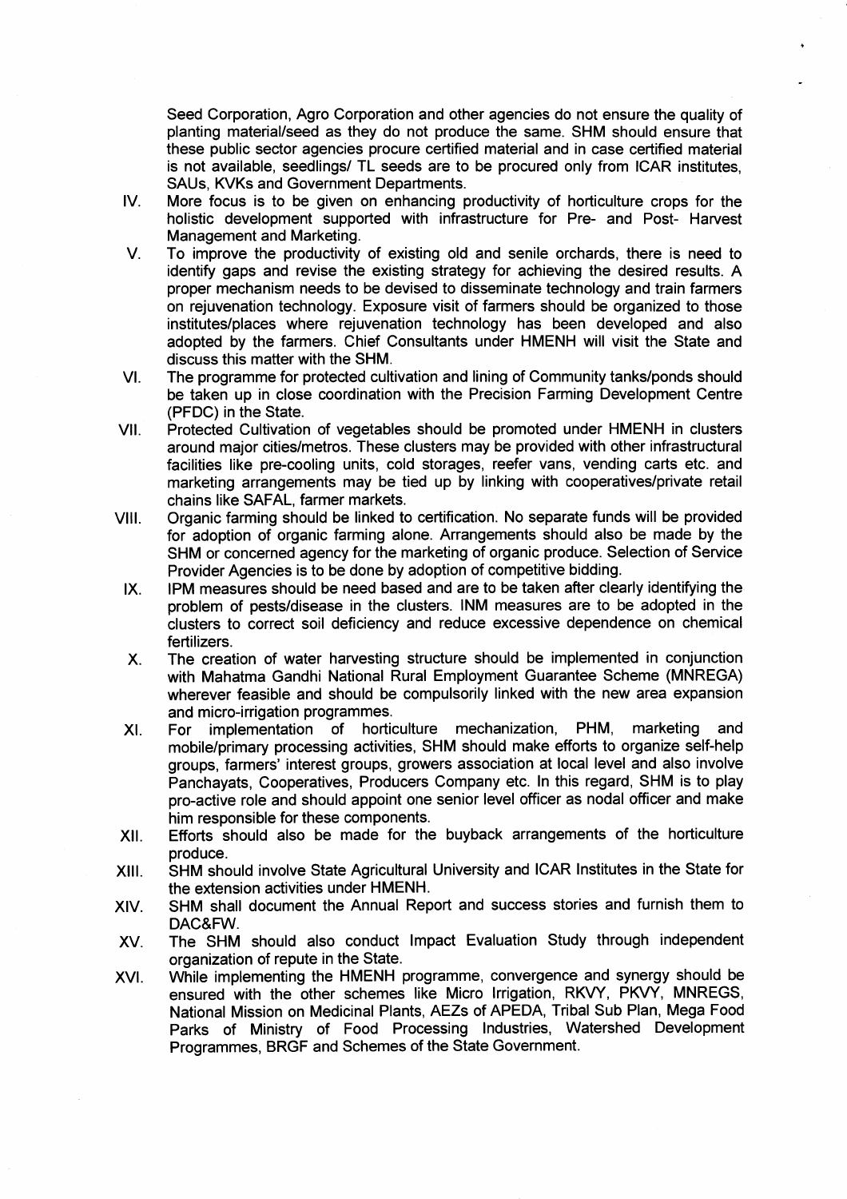Seed Corporation, Agro Corporation and other agencies do not ensure the quality of planting material/seed as they do not produce the same. SHM should ensure that these public sector agencies procure certified material and in case certified material is not available, seedlings/ TL seeds are to be procured only from ICAR institutes, SAUs, KVKs and Government Departments.

IV. More focus is to be given on enhancing productivity of horticulture crops for the holistic development supported with infrastructure for Pre- and Post- Harvest Management and Marketing.

V. To improve the productivity of existing old and senile orchards, there is need to identify gaps and revise the existing strategy for achieving the desired results. A proper mechanism needs to be devised to disseminate technology and train farmers on rejuvenation technology. Exposure visit of farmers should be organized to those institutes/places where rejuvenation technology has been developed and also adopted by the farmers. Chief Consultants under HMENH will visit the State and discuss this matter with the SHM.

VI. The programme for protected cultivation and lining of Community tanks/ponds should be taken up in close coordination with the Precision Farming Development Centre (PFDC) in the State.

VII. Protected Cultivation of vegetables should be promoted under HMENH in clusters around major cities/metros. These clusters may be provided with other infrastructural facilities like pre-cooling units, cold storages, reefer vans, vending carts etc. and marketing arrangements may be tied up by linking with cooperatives/private retail chains like SAFAL, farmer markets.

VIII. Organic farming should be linked to certification. No separate funds will be provided for adoption of organic farming alone. Arrangements should also be made by the SHM or concerned agency for the marketing of organic produce. Selection of Service Provider Agencies is to be done by adoption of competitive bidding.

IX. IPM measures should be need based and are to be taken after clearly identifying the problem of pests/disease in the clusters. INM measures are to be adopted in the clusters to correct soil deficiency and reduce excessive dependence on chemical fertilizers.

X. The creation of water harvesting structure should be implemented in conjunction with Mahatma Gandhi National Rural Employment Guarantee Scheme (MNREGA) wherever feasible and should be compulsorily linked with the new area expansion and micro-irrigation programmes.

XI. For implementation of horticulture mechanization, PHM, marketing and mobile/primary processing activities, SHM should make efforts to organize self-help groups, farmers' interest groups, growers association at local level and also involve Panchayats, Cooperatives, Producers Company etc. In this regard, SHM is to play pro-active role and should appoint one senior level officer as nodal officer and make him responsible for these components.

XII. Efforts should also be made for the buyback arrangements of the horticulture produce.

XIII. SHM should involve State Agricultural University and ICAR Institutes in the State for the extension activities under HMENH.

XIV. SHM shall document the Annual Report and success stories and furnish them to DAC&FW.

XV. The SHM should also conduct Impact Evaluation Study through independent organization of repute in the State.

XVI. While implementing the HMENH programme, convergence and synergy should be ensured with the other schemes like Micro Irrigation, RKVY, PKVY, MNREGS, National Mission on Medicinal Plants, AEZs of APEDA, Tribal Sub Plan, Mega Food Parks of Ministry of Food Processing Industries, Watershed Development Programmes, BRGF and Schemes of the State Government.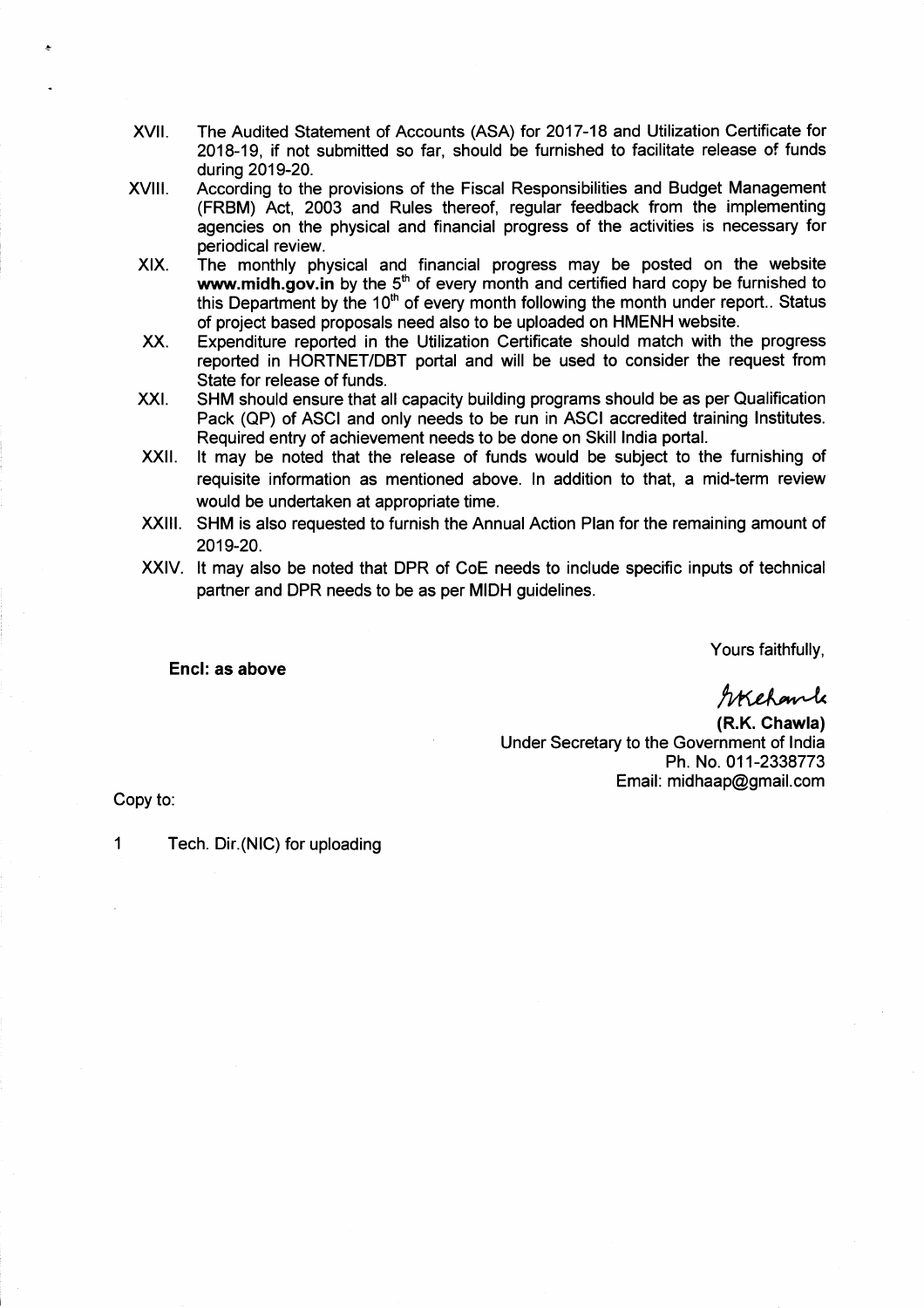XVII. The Audited Statement of Accounts (ASA) for 2017-18 and Utilization Certificate for 2018-19, if not submitted so far, should be furnished to facilitate release of funds during 2019-20.

XVIII. According to the provisions of the Fiscal Responsibilities and Budget Management (FRBM) Act, 2003 and Rules thereof, regular feedback from the implementing agencies on the physical and financial progress of the activities is necessary for periodical review.

XIX. The monthly physical and financial progress may be posted on the website **www.midh.gov.in** by the 5th of every month and certified hard copy be furnished to this Department by the 10th of every month following the month under report.. Status of project based proposals need also to be uploaded on HMENH website.

XX. Expenditure reported in the Utilization Certificate should match with the progress reported in HORTNET/DBT portal and will be used to consider the request from State for release of funds.

XXI. SHM should ensure that all capacity building programs should be as per Qualification Pack (QP) of ASCI and only needs to be run in ASCI accredited training Institutes. Required entry of achievement needs to be done on Skill India portal.

XXII. It may be noted that the release of funds would be subject to the furnishing of requisite information as mentioned above. In addition to that, a mid-term review would be undertaken at appropriate time.

XXIII. SHM is also requested to furnish the Annual Action Plan for the remaining amount of 2019-20.

XXIV. It may also be noted that DPR of CoE needs to include specific inputs of technical partner and DPR needs to be as per MIDH guidelines.

**Encl: as above**

Yours faithfully,

**(R.K. Chawla)**
Under Secretary to the Government of India
Ph. No. 011-2338773
Email: midhaap@gmail.com

Copy to:

1 Tech. Dir.(NIC) for uploading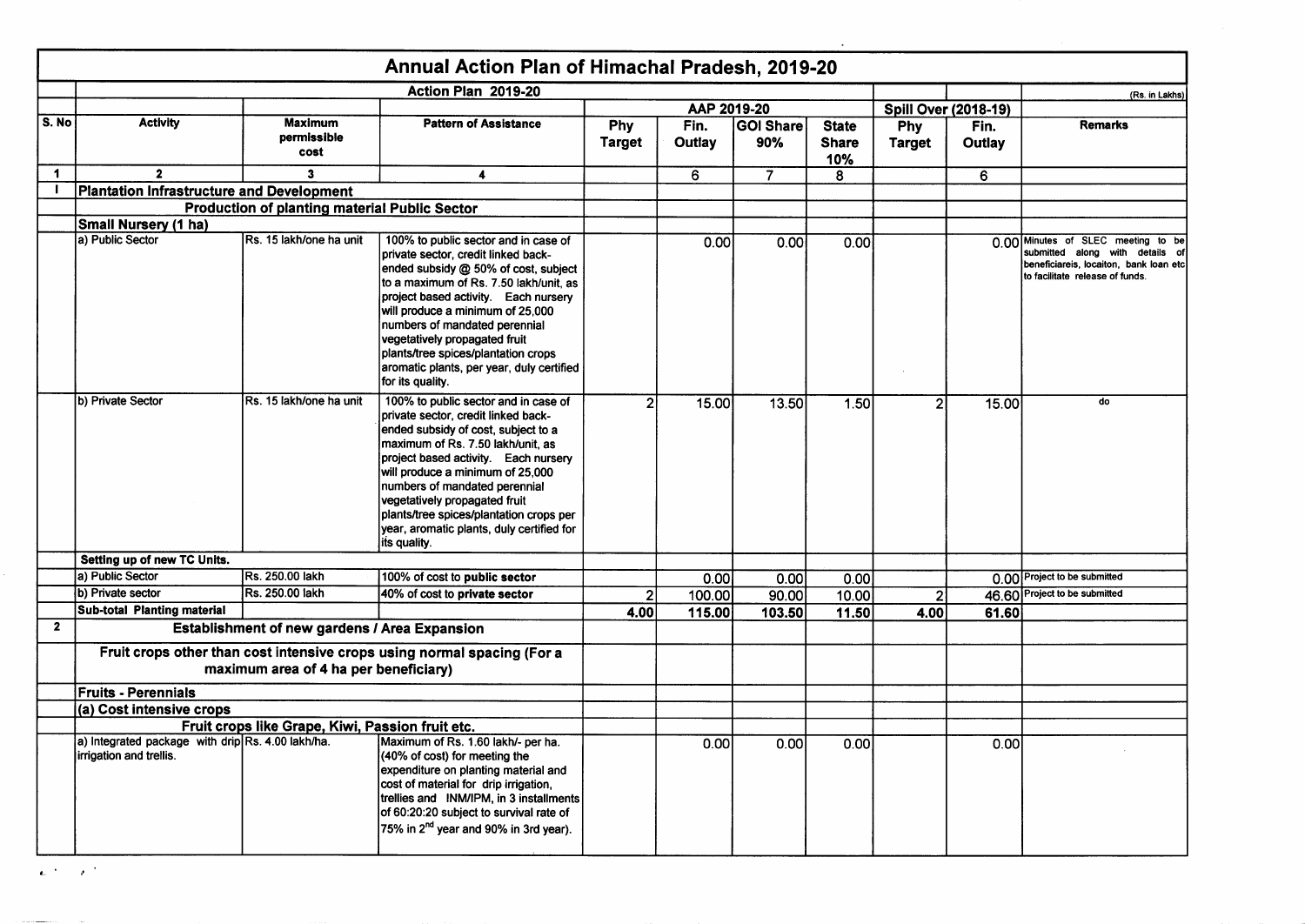# Annual Action Plan of Himachal Pradesh, 2019-20

| | Action Plan 2019-20 | | | | | | | | | (Rs. in Lakhs) |
|---|---|---|---|---|---|---|---|---|---|---|
| | | | | AAP 2019-20 | | | | Spill Over (2018-19) | | |
| S. No | Activity | Maximum permissible cost | Pattern of Assistance | Phy Target | Fin. Outlay | GOI Share 90% | State Share 10% | Phy Target | Fin. Outlay | Remarks |
| 1 | 2 | 3 | 4 | | 6 | 7 | 8 | | 6 | |
| I | **Plantation Infrastructure and Development** | | | | | | | | | |
| | **Production of planting material Public Sector** | | | | | | | | | |
| | **Small Nursery (1 ha)** | | | | | | | | | |
| | a) Public Sector | Rs. 15 lakh/one ha unit | 100% to public sector and in case of private sector, credit linked back-ended subsidy @ 50% of cost, subject to a maximum of Rs. 7.50 lakh/unit, as project based activity. Each nursery will produce a minimum of 25,000 numbers of mandated perennial vegetatively propagated fruit plants/tree spices/plantation crops aromatic plants, per year, duly certified for its quality. | | 0.00 | 0.00 | 0.00 | | 0.00 | Minutes of SLEC meeting to be submitted along with details of beneficiareis, locaiton, bank loan etc to facilitate release of funds. |
| | b) Private Sector | Rs. 15 lakh/one ha unit | 100% to public sector and in case of private sector, credit linked back-ended subsidy of cost, subject to a maximum of Rs. 7.50 lakh/unit, as project based activity. Each nursery will produce a minimum of 25,000 numbers of mandated perennial vegetatively propagated fruit plants/tree spices/plantation crops per year, aromatic plants, duly certified for its quality. | 2 | 15.00 | 13.50 | 1.50 | 2 | 15.00 | do |
| | **Setting up of new TC Units.** | | | | | | | | | |
| | a) Public Sector | Rs. 250.00 lakh | 100% of cost to **public sector** | | 0.00 | 0.00 | 0.00 | | 0.00 | Project to be submitted |
| | b) Private sector | Rs. 250.00 lakh | 40% of cost to **private sector** | 2 | 100.00 | 90.00 | 10.00 | 2 | 46.60 | Project to be submitted |
| | **Sub-total Planting material** | | | **4.00** | **115.00** | **103.50** | **11.50** | **4.00** | **61.60** | |
| 2 | **Establishment of new gardens / Area Expansion** | | | | | | | | | |
| | **Fruit crops other than cost intensive crops using normal spacing (For a maximum area of 4 ha per beneficiary)** | | | | | | | | | |
| | **Fruits - Perennials** | | | | | | | | | |
| | **(a) Cost intensive crops** | | | | | | | | | |
| | **Fruit crops like Grape, Kiwi, Passion fruit etc.** | | | | | | | | | |
| | a) Integrated package with drip irrigation and trellis. | Rs. 4.00 lakh/ha. | Maximum of Rs. 1.60 lakh/- per ha. (40% of cost) for meeting the expenditure on planting material and cost of material for drip irrigation, trellies and INM/IPM, in 3 installments of 60:20:20 subject to survival rate of 75% in 2nd year and 90% in 3rd year). | | 0.00 | 0.00 | 0.00 | | 0.00 | |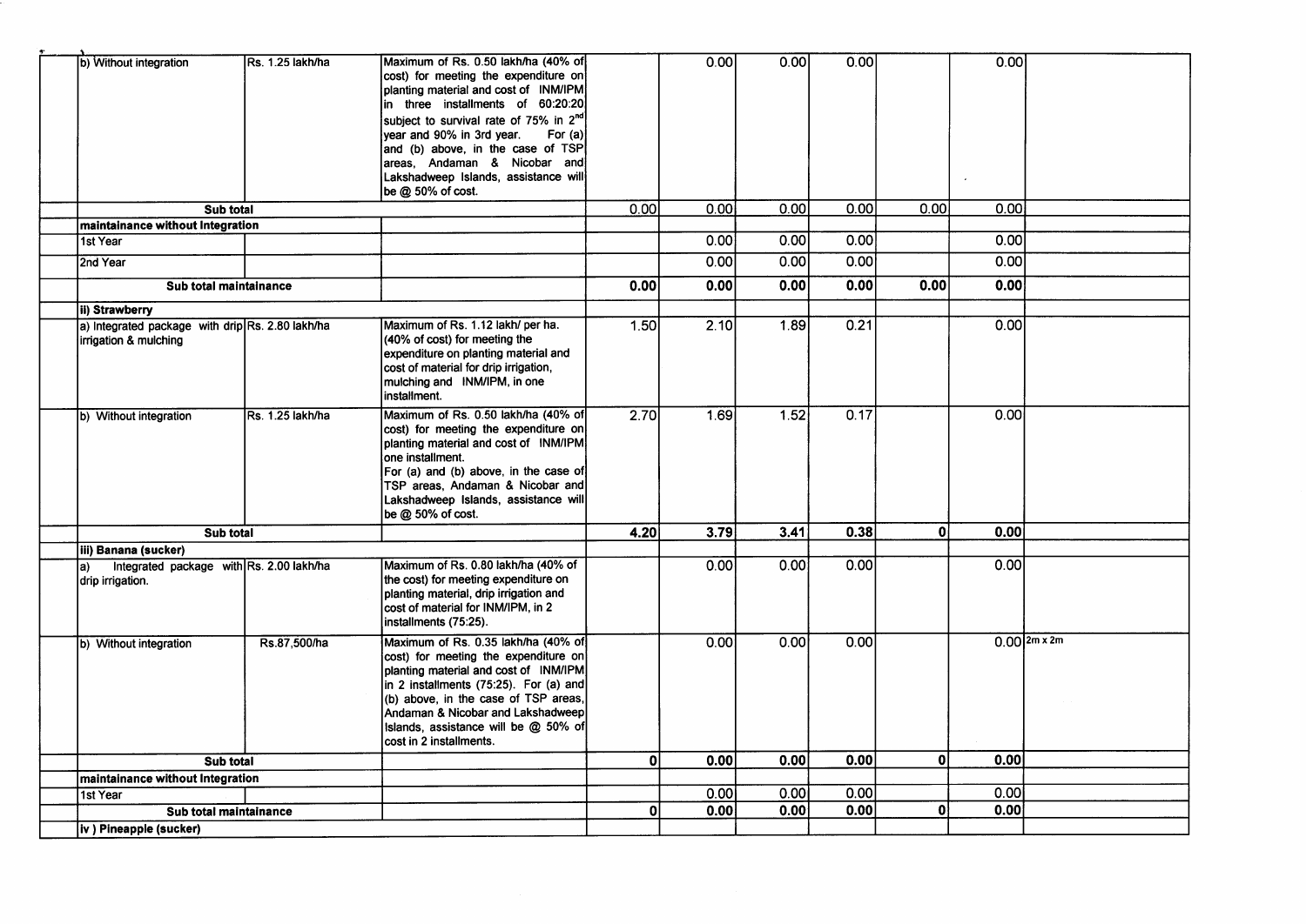| | | | | | | | | | |
|---|---|---|---|---|---|---|---|---|---|
| b) Without integration | Rs. 1.25 lakh/ha | Maximum of Rs. 0.50 lakh/ha (40% of cost) for meeting the expenditure on planting material and cost of INM/IPM in three installments of 60:20:20 subject to survival rate of 75% in 2nd year and 90% in 3rd year. For (a) and (b) above, in the case of TSP areas, Andaman & Nicobar and Lakshadweep Islands, assistance will be @ 50% of cost. | | 0.00 | 0.00 | 0.00 | | 0.00 | |
| **Sub total** | | | 0.00 | 0.00 | 0.00 | 0.00 | 0.00 | 0.00 | |
| **maintainance without Integration** | | | | | | | | | |
| 1st Year | | | | 0.00 | 0.00 | 0.00 | | 0.00 | |
| 2nd Year | | | | 0.00 | 0.00 | 0.00 | | 0.00 | |
| **Sub total maintainance** | | | **0.00** | **0.00** | **0.00** | **0.00** | **0.00** | **0.00** | |
| **ii) Strawberry** | | | | | | | | | |
| a) Integrated package with drip irrigation & mulching | Rs. 2.80 lakh/ha | Maximum of Rs. 1.12 lakh/ per ha. (40% of cost) for meeting the expenditure on planting material and cost of material for drip irrigation, mulching and INM/IPM, in one installment. | 1.50 | 2.10 | 1.89 | 0.21 | | 0.00 | |
| b) Without integration | Rs. 1.25 lakh/ha | Maximum of Rs. 0.50 lakh/ha (40% of cost) for meeting the expenditure on planting material and cost of INM/IPM one installment. For (a) and (b) above, in the case of TSP areas, Andaman & Nicobar and Lakshadweep Islands, assistance will be @ 50% of cost. | 2.70 | 1.69 | 1.52 | 0.17 | | 0.00 | |
| **Sub total** | | | **4.20** | **3.79** | **3.41** | **0.38** | **0** | **0.00** | |
| **iii) Banana (sucker)** | | | | | | | | | |
| a) Integrated package with drip irrigation. | Rs. 2.00 lakh/ha | Maximum of Rs. 0.80 lakh/ha (40% of the cost) for meeting expenditure on planting material, drip irrigation and cost of material for INM/IPM, in 2 installments (75:25). | | 0.00 | 0.00 | 0.00 | | 0.00 | |
| b) Without integration | Rs.87,500/ha | Maximum of Rs. 0.35 lakh/ha (40% of cost) for meeting the expenditure on planting material and cost of INM/IPM in 2 installments (75:25). For (a) and (b) above, in the case of TSP areas, Andaman & Nicobar and Lakshadweep Islands, assistance will be @ 50% of cost in 2 installments. | | 0.00 | 0.00 | 0.00 | | 0.00 | 2m x 2m |
| **Sub total** | | | **0** | **0.00** | **0.00** | **0.00** | **0** | **0.00** | |
| **maintainance without Integration** | | | | | | | | | |
| 1st Year | | | | 0.00 | 0.00 | 0.00 | | 0.00 | |
| **Sub total maintainance** | | | **0** | **0.00** | **0.00** | **0.00** | **0** | **0.00** | |
| **iv ) Pineapple (sucker)** | | | | | | | | | |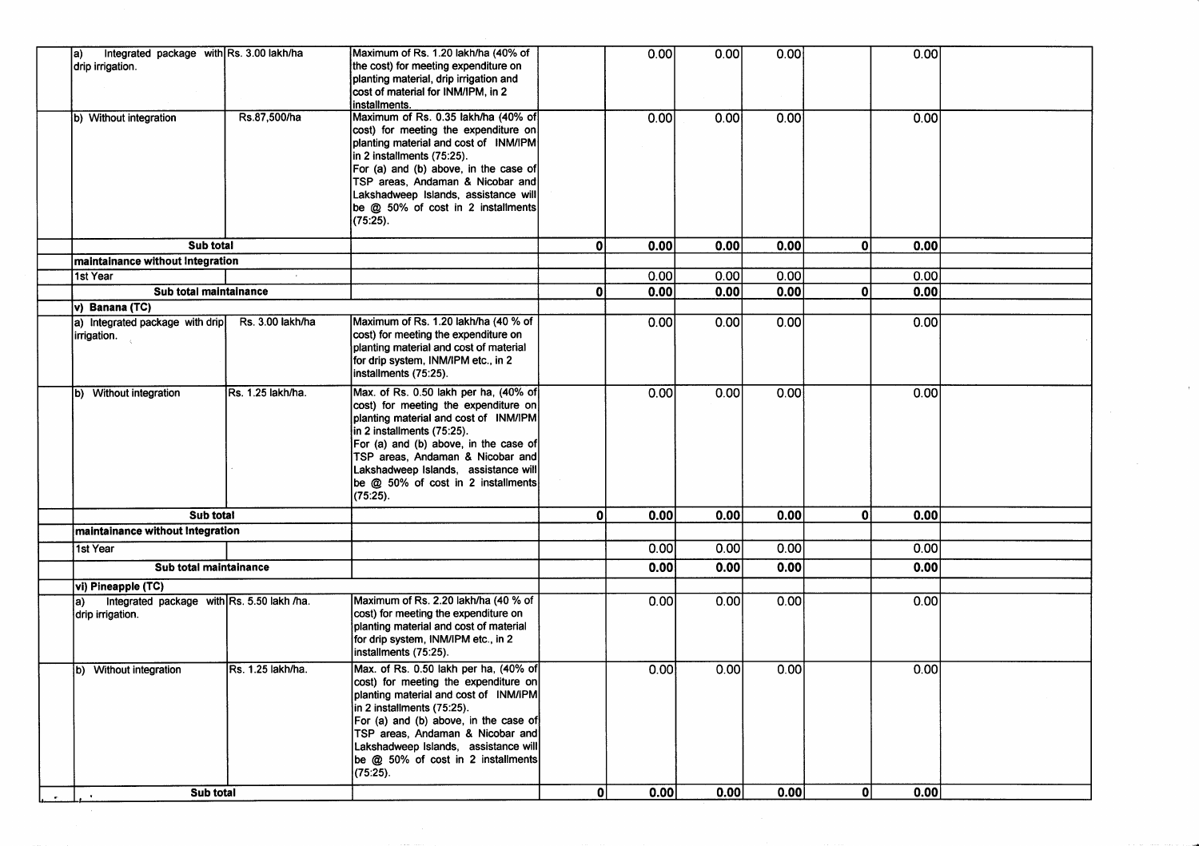| | | | | | | | | | | |
|---|---|---|---|---|---|---|---|---|---|---|
| | a) Integrated package with drip irrigation. | Rs. 3.00 lakh/ha | Maximum of Rs. 1.20 lakh/ha (40% of the cost) for meeting expenditure on planting material, drip irrigation and cost of material for INM/IPM, in 2 installments. | | 0.00 | 0.00 | 0.00 | | 0.00 | |
| | b) Without integration | Rs.87,500/ha | Maximum of Rs. 0.35 lakh/ha (40% of cost) for meeting the expenditure on planting material and cost of INM/IPM in 2 installments (75:25). For (a) and (b) above, in the case of TSP areas, Andaman & Nicobar and Lakshadweep Islands, assistance will be @ 50% of cost in 2 installments (75:25). | | 0.00 | 0.00 | 0.00 | | 0.00 | |
| | Sub total | | | 0 | 0.00 | 0.00 | 0.00 | 0 | 0.00 | |
| | maintainance without Integration | | | | | | | | | |
| | 1st Year | | | | 0.00 | 0.00 | 0.00 | | 0.00 | |
| | Sub total maintainance | | | 0 | 0.00 | 0.00 | 0.00 | 0 | 0.00 | |
| | v) Banana (TC) | | | | | | | | | |
| | a) Integrated package with drip irrigation. | Rs. 3.00 lakh/ha | Maximum of Rs. 1.20 lakh/ha (40 % of cost) for meeting the expenditure on planting material and cost of material for drip system, INM/IPM etc., in 2 installments (75:25). | | 0.00 | 0.00 | 0.00 | | 0.00 | |
| | b) Without integration | Rs. 1.25 lakh/ha. | Max. of Rs. 0.50 lakh per ha, (40% of cost) for meeting the expenditure on planting material and cost of INM/IPM in 2 installments (75:25). For (a) and (b) above, in the case of TSP areas, Andaman & Nicobar and Lakshadweep Islands, assistance will be @ 50% of cost in 2 installments (75:25). | | 0.00 | 0.00 | 0.00 | | 0.00 | |
| | Sub total | | | 0 | 0.00 | 0.00 | 0.00 | 0 | 0.00 | |
| | maintainance without Integration | | | | | | | | | |
| | 1st Year | | | | 0.00 | 0.00 | 0.00 | | 0.00 | |
| | Sub total maintainance | | | | 0.00 | 0.00 | 0.00 | | 0.00 | |
| | vi) Pineapple (TC) | | | | | | | | | |
| | a) Integrated package with drip irrigation. | Rs. 5.50 lakh /ha. | Maximum of Rs. 2.20 lakh/ha (40 % of cost) for meeting the expenditure on planting material and cost of material for drip system, INM/IPM etc., in 2 installments (75:25). | | 0.00 | 0.00 | 0.00 | | 0.00 | |
| | b) Without integration | Rs. 1.25 lakh/ha. | Max. of Rs. 0.50 lakh per ha, (40% of cost) for meeting the expenditure on planting material and cost of INM/IPM in 2 installments (75:25). For (a) and (b) above, in the case of TSP areas, Andaman & Nicobar and Lakshadweep Islands, assistance will be @ 50% of cost in 2 installments (75:25). | | 0.00 | 0.00 | 0.00 | | 0.00 | |
| | Sub total | | | 0 | 0.00 | 0.00 | 0.00 | 0 | 0.00 | |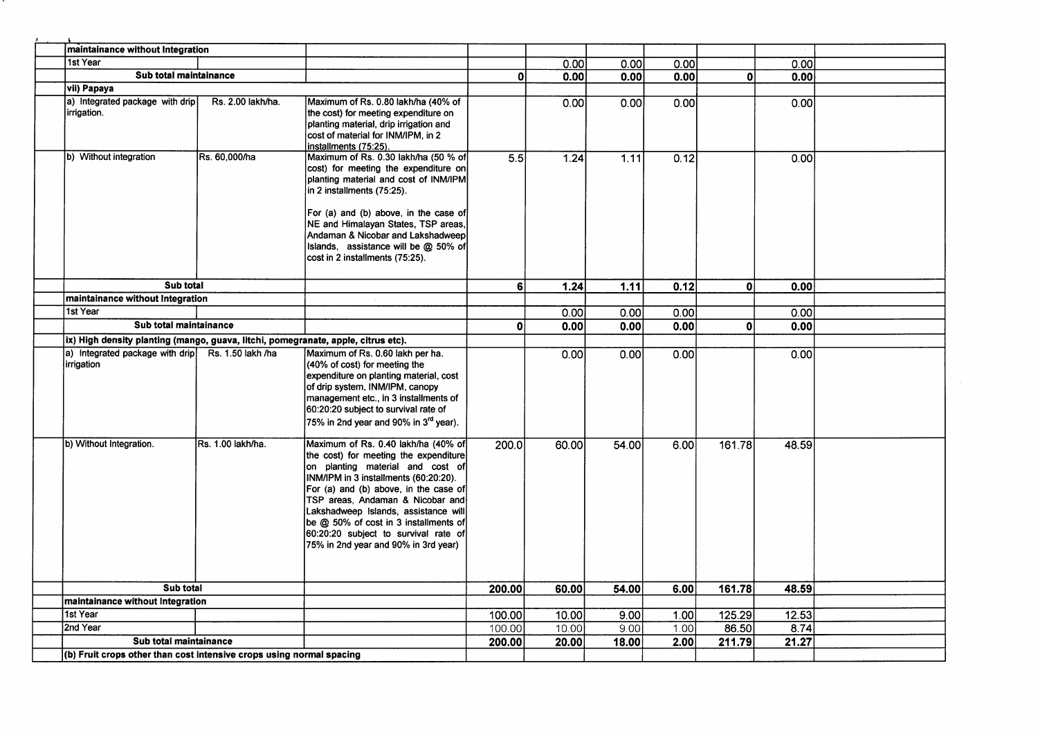| | | | | | | | | | |
|---|---|---|---|---|---|---|---|---|---|
| **maintainance without Integration** | | | | | | | | | |
| 1st Year | | | | 0.00 | 0.00 | 0.00 | | 0.00 | |
| **Sub total maintainance** | | | **0** | **0.00** | **0.00** | **0.00** | **0** | **0.00** | |
| **vii) Papaya** | | | | | | | | | |
| a) Integrated package with drip irrigation. | Rs. 2.00 lakh/ha. | Maximum of Rs. 0.80 lakh/ha (40% of the cost) for meeting expenditure on planting material, drip irrigation and cost of material for INM/IPM, in 2 installments (75:25). | | 0.00 | 0.00 | 0.00 | | 0.00 | |
| b) Without integration | Rs. 60,000/ha | Maximum of Rs. 0.30 lakh/ha (50 % of cost) for meeting the expenditure on planting material and cost of INM/IPM in 2 installments (75:25). For (a) and (b) above, in the case of NE and Himalayan States, TSP areas, Andaman & Nicobar and Lakshadweep Islands, assistance will be @ 50% of cost in 2 installments (75:25). | 5.5 | 1.24 | 1.11 | 0.12 | | 0.00 | |
| **Sub total** | | | **6** | **1.24** | **1.11** | **0.12** | **0** | **0.00** | |
| **maintainance without Integration** | | | | | | | | | |
| 1st Year | | | | 0.00 | 0.00 | 0.00 | | 0.00 | |
| **Sub total maintainance** | | | **0** | **0.00** | **0.00** | **0.00** | **0** | **0.00** | |
| **ix) High density planting (mango, guava, litchi, pomegranate, apple, citrus etc).** | | | | | | | | | |
| a) Integrated package with drip irrigation | Rs. 1.50 lakh /ha | Maximum of Rs. 0.60 lakh per ha. (40% of cost) for meeting the expenditure on planting material, cost of drip system, INM/IPM, canopy management etc., in 3 installments of 60:20:20 subject to survival rate of 75% in 2nd year and 90% in 3rd year). | | 0.00 | 0.00 | 0.00 | | 0.00 | |
| b) Without Integration. | Rs. 1.00 lakh/ha. | Maximum of Rs. 0.40 lakh/ha (40% of the cost) for meeting the expenditure on planting material and cost of INM/IPM in 3 installments (60:20:20). For (a) and (b) above, in the case of TSP areas, Andaman & Nicobar and Lakshadweep Islands, assistance will be @ 50% of cost in 3 installments of 60:20:20 subject to survival rate of 75% in 2nd year and 90% in 3rd year) | 200.0 | 60.00 | 54.00 | 6.00 | 161.78 | 48.59 | |
| **Sub total** | | | **200.00** | **60.00** | **54.00** | **6.00** | **161.78** | **48.59** | |
| **maintainance without Integration** | | | | | | | | | |
| 1st Year | | | 100.00 | 10.00 | 9.00 | 1.00 | 125.29 | 12.53 | |
| 2nd Year | | | 100.00 | 10.00 | 9.00 | 1.00 | 86.50 | 8.74 | |
| **Sub total maintainance** | | | **200.00** | **20.00** | **18.00** | **2.00** | **211.79** | **21.27** | |
| **(b) Fruit crops other than cost intensive crops using normal spacing** | | | | | | | | | |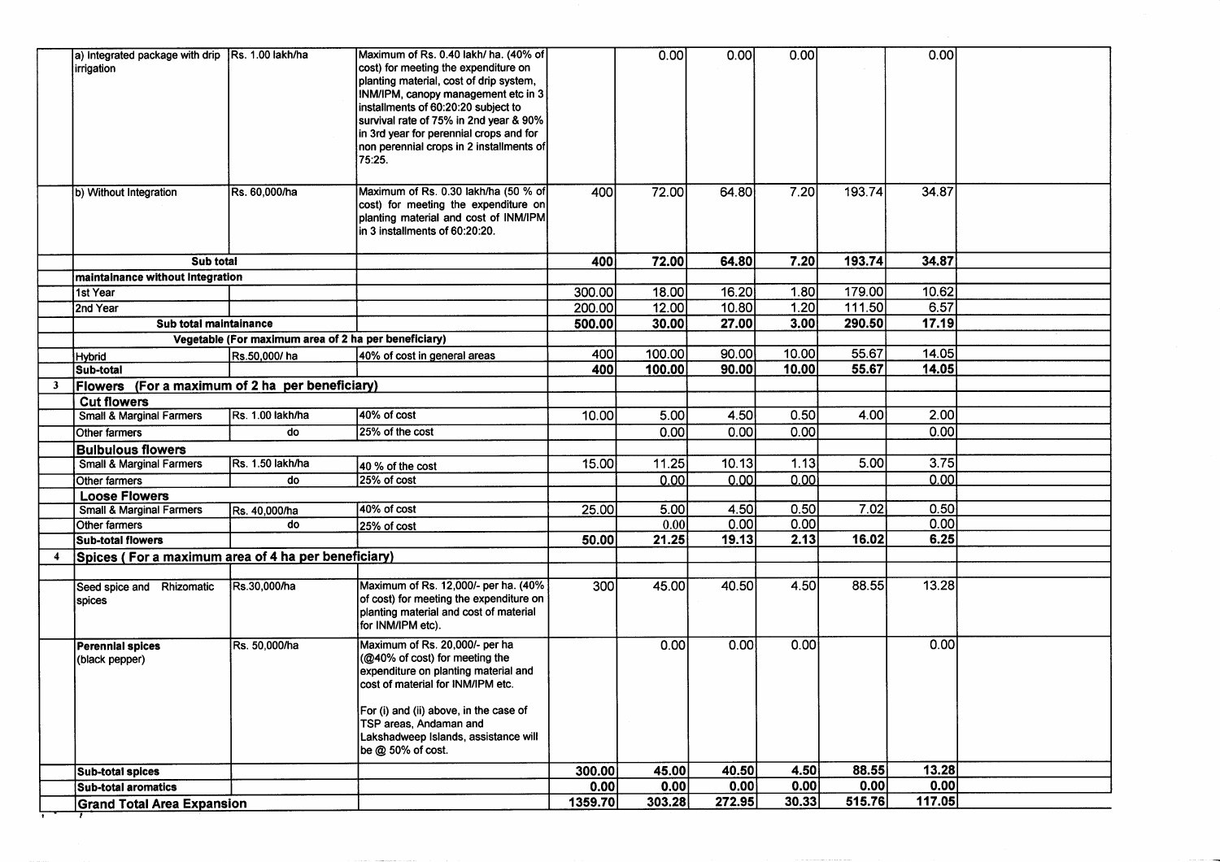| | | | | | | | | | |
|---|---|---|---|---|---|---|---|---|---|
| | a) Integrated package with drip irrigation | Rs. 1.00 lakh/ha | Maximum of Rs. 0.40 lakh/ ha. (40% of cost) for meeting the expenditure on planting material, cost of drip system, INM/IPM, canopy management etc in 3 installments of 60:20:20 subject to survival rate of 75% in 2nd year & 90% in 3rd year for perennial crops and for non perennial crops in 2 installments of 75:25. | | 0.00 | 0.00 | 0.00 | | 0.00 |
| | b) Without Integration | Rs. 60,000/ha | Maximum of Rs. 0.30 lakh/ha (50 % of cost) for meeting the expenditure on planting material and cost of INM/IPM in 3 installments of 60:20:20. | 400 | 72.00 | 64.80 | 7.20 | 193.74 | 34.87 |
| | **Sub total** | | | **400** | **72.00** | **64.80** | **7.20** | **193.74** | **34.87** |
| | **maintainance without Integration** | | | | | | | | |
| | 1st Year | | | 300.00 | 18.00 | 16.20 | 1.80 | 179.00 | 10.62 |
| | 2nd Year | | | 200.00 | 12.00 | 10.80 | 1.20 | 111.50 | 6.57 |
| | **Sub total maintainance** | | | **500.00** | **30.00** | **27.00** | **3.00** | **290.50** | **17.19** |
| | **Vegetable (For maximum area of 2 ha per beneficiary)** | | | | | | | | |
| | Hybrid | Rs.50,000/ ha | 40% of cost in general areas | 400 | 100.00 | 90.00 | 10.00 | 55.67 | 14.05 |
| | **Sub-total** | | | **400** | **100.00** | **90.00** | **10.00** | **55.67** | **14.05** |
| **3** | **Flowers (For a maximum of 2 ha per beneficiary)** | | | | | | | | |
| | **Cut flowers** | | | | | | | | |
| | Small & Marginal Farmers | Rs. 1.00 lakh/ha | 40% of cost | 10.00 | 5.00 | 4.50 | 0.50 | 4.00 | 2.00 |
| | Other farmers | do | 25% of the cost | | 0.00 | 0.00 | 0.00 | | 0.00 |
| | **Bulbulous flowers** | | | | | | | | |
| | Small & Marginal Farmers | Rs. 1.50 lakh/ha | 40 % of the cost | 15.00 | 11.25 | 10.13 | 1.13 | 5.00 | 3.75 |
| | Other farmers | do | 25% of cost | | 0.00 | 0.00 | 0.00 | | 0.00 |
| | **Loose Flowers** | | | | | | | | |
| | Small & Marginal Farmers | Rs. 40,000/ha | 40% of cost | 25.00 | 5.00 | 4.50 | 0.50 | 7.02 | 0.50 |
| | Other farmers | do | 25% of cost | | 0.00 | 0.00 | 0.00 | | 0.00 |
| | **Sub-total flowers** | | | **50.00** | **21.25** | **19.13** | **2.13** | **16.02** | **6.25** |
| **4** | **Spices ( For a maximum area of 4 ha per beneficiary)** | | | | | | | | |
| | Seed spice and Rhizomatic spices | Rs.30,000/ha | Maximum of Rs. 12,000/- per ha. (40% of cost) for meeting the expenditure on planting material and cost of material for INM/IPM etc). | 300 | 45.00 | 40.50 | 4.50 | 88.55 | 13.28 |
| | **Perennial spices** (black pepper) | Rs. 50,000/ha | Maximum of Rs. 20,000/- per ha (@40% of cost) for meeting the expenditure on planting material and cost of material for INM/IPM etc. For (i) and (ii) above, in the case of TSP areas, Andaman and Lakshadweep Islands, assistance will be @ 50% of cost. | | 0.00 | 0.00 | 0.00 | | 0.00 |
| | **Sub-total spices** | | | **300.00** | **45.00** | **40.50** | **4.50** | **88.55** | **13.28** |
| | **Sub-total aromatics** | | | **0.00** | **0.00** | **0.00** | **0.00** | **0.00** | **0.00** |
| | **Grand Total Area Expansion** | | | **1359.70** | **303.28** | **272.95** | **30.33** | **515.76** | **117.05** |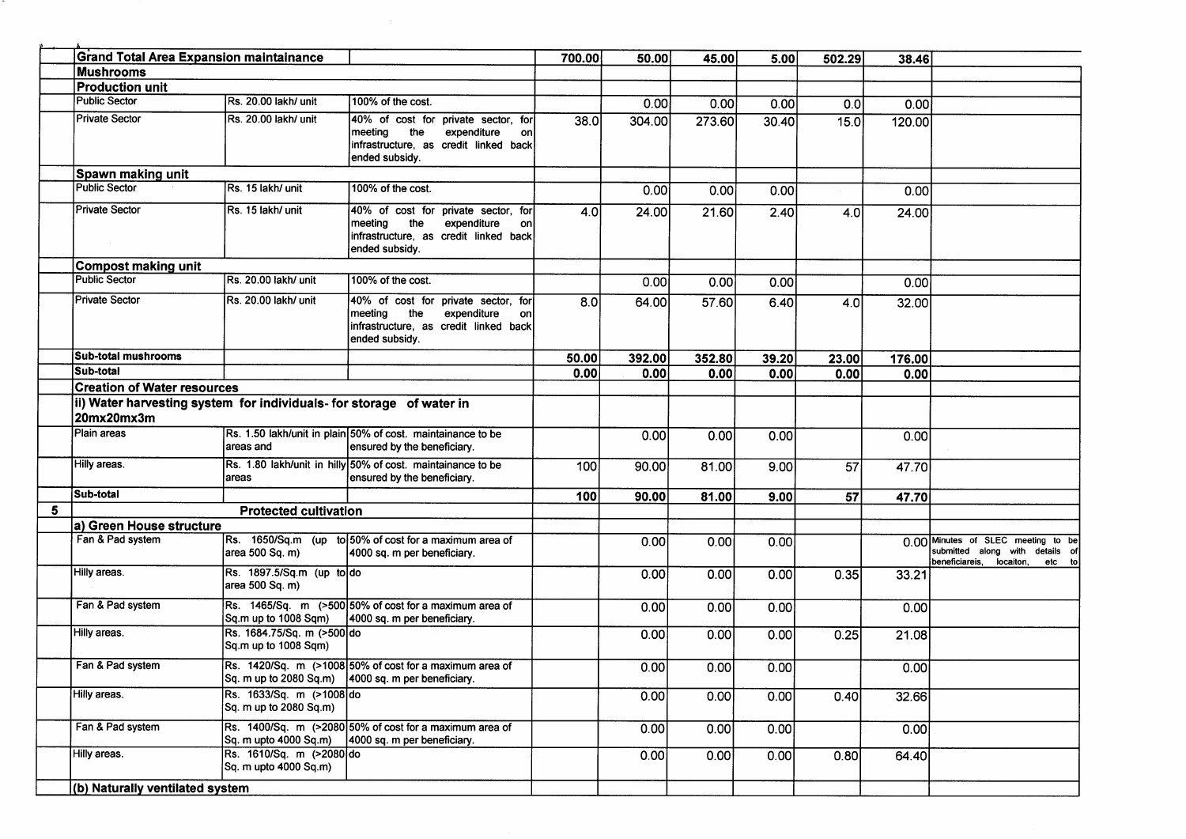|  |  |  |  |  |  |  |  |  |  |
|---|---|---|---|---|---|---|---|---|---|
|  | **Grand Total Area Expansion maintainance** |  |  | 700.00 | 50.00 | 45.00 | 5.00 | 502.29 | 38.46 |  |
|  | **Mushrooms** |  |  |  |  |  |  |  |  |  |
|  | **Production unit** |  |  |  |  |  |  |  |  |  |
|  | Public Sector | Rs. 20.00 lakh/ unit | 100% of the cost. |  | 0.00 | 0.00 | 0.00 | 0.0 | 0.00 |  |
|  | Private Sector | Rs. 20.00 lakh/ unit | 40% of cost for private sector, for meeting the expenditure on infrastructure, as credit linked back ended subsidy. | 38.0 | 304.00 | 273.60 | 30.40 | 15.0 | 120.00 |  |
|  | **Spawn making unit** |  |  |  |  |  |  |  |  |  |
|  | Public Sector | Rs. 15 lakh/ unit | 100% of the cost. |  | 0.00 | 0.00 | 0.00 |  | 0.00 |  |
|  | Private Sector | Rs. 15 lakh/ unit | 40% of cost for private sector, for meeting the expenditure on infrastructure, as credit linked back ended subsidy. | 4.0 | 24.00 | 21.60 | 2.40 | 4.0 | 24.00 |  |
|  | **Compost making unit** |  |  |  |  |  |  |  |  |  |
|  | Public Sector | Rs. 20.00 lakh/ unit | 100% of the cost. |  | 0.00 | 0.00 | 0.00 |  | 0.00 |  |
|  | Private Sector | Rs. 20.00 lakh/ unit | 40% of cost for private sector, for meeting the expenditure on infrastructure, as credit linked back ended subsidy. | 8.0 | 64.00 | 57.60 | 6.40 | 4.0 | 32.00 |  |
|  | **Sub-total mushrooms** |  |  | **50.00** | **392.00** | **352.80** | **39.20** | **23.00** | **176.00** |  |
|  | **Sub-total** |  |  | **0.00** | **0.00** | **0.00** | **0.00** | **0.00** | **0.00** |  |
|  | **Creation of Water resources** |  |  |  |  |  |  |  |  |  |
|  | **ii) Water harvesting system for individuals- for storage of water in 20mx20mx3m** |  |  |  |  |  |  |  |  |  |
|  | Plain areas | Rs. 1.50 lakh/unit in plain areas and | 50% of cost. maintainance to be ensured by the beneficiary. |  | 0.00 | 0.00 | 0.00 |  | 0.00 |  |
|  | Hilly areas. | Rs. 1.80 lakh/unit in hilly areas | 50% of cost. maintainance to be ensured by the beneficiary. | 100 | 90.00 | 81.00 | 9.00 | 57 | 47.70 |  |
|  | **Sub-total** |  |  | **100** | **90.00** | **81.00** | **9.00** | **57** | **47.70** |  |
| **5** | **Protected cultivation** |  |  |  |  |  |  |  |  |  |
|  | **a) Green House structure** |  |  |  |  |  |  |  |  |  |
|  | Fan & Pad system | Rs. 1650/Sq.m (up to area 500 Sq. m) | 50% of cost for a maximum area of 4000 sq. m per beneficiary. |  | 0.00 | 0.00 | 0.00 |  | 0.00 | Minutes of SLEC meeting to be submitted along with details of beneficiareis, locaiton, etc to |
|  | Hilly areas. | Rs. 1897.5/Sq.m (up to area 500 Sq. m) | do |  | 0.00 | 0.00 | 0.00 | 0.35 | 33.21 |  |
|  | Fan & Pad system | Rs. 1465/Sq. m (>500 Sq.m up to 1008 Sqm) | 50% of cost for a maximum area of 4000 sq. m per beneficiary. |  | 0.00 | 0.00 | 0.00 |  | 0.00 |  |
|  | Hilly areas. | Rs. 1684.75/Sq. m (>500 Sq.m up to 1008 Sqm) | do |  | 0.00 | 0.00 | 0.00 | 0.25 | 21.08 |  |
|  | Fan & Pad system | Rs. 1420/Sq. m (>1008 Sq. m up to 2080 Sq.m) | 50% of cost for a maximum area of 4000 sq. m per beneficiary. |  | 0.00 | 0.00 | 0.00 |  | 0.00 |  |
|  | Hilly areas. | Rs. 1633/Sq. m (>1008 Sq. m up to 2080 Sq.m) | do |  | 0.00 | 0.00 | 0.00 | 0.40 | 32.66 |  |
|  | Fan & Pad system | Rs. 1400/Sq. m (>2080 Sq. m upto 4000 Sq.m) | 50% of cost for a maximum area of 4000 sq. m per beneficiary. |  | 0.00 | 0.00 | 0.00 |  | 0.00 |  |
|  | Hilly areas. | Rs. 1610/Sq. m (>2080 Sq. m upto 4000 Sq.m) | do |  | 0.00 | 0.00 | 0.00 | 0.80 | 64.40 |  |
|  | **(b) Naturally ventilated system** |  |  |  |  |  |  |  |  |  |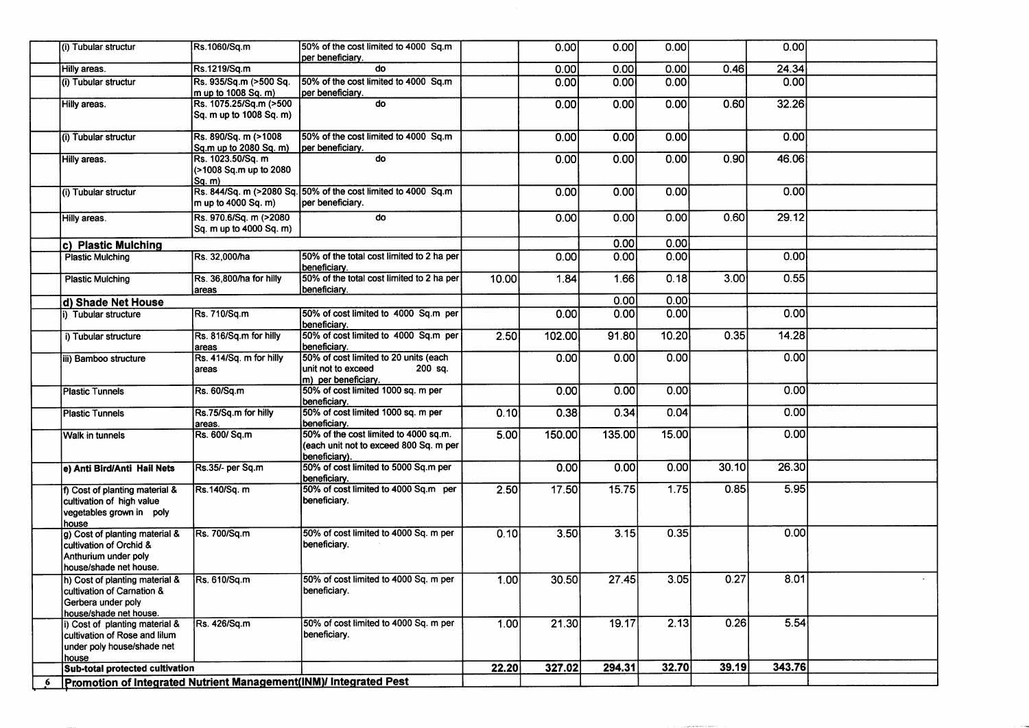| | | | | | | | | | | |
|---|---|---|---|---|---|---|---|---|---|---|
| | (i) Tubular structur | Rs.1060/Sq.m | 50% of the cost limited to 4000 Sq.m per beneficiary. | | 0.00 | 0.00 | 0.00 | | 0.00 | |
| | Hilly areas. | Rs.1219/Sq.m | do | | 0.00 | 0.00 | 0.00 | 0.46 | 24.34 | |
| | (i) Tubular structur | Rs. 935/Sq.m (>500 Sq. m up to 1008 Sq. m) | 50% of the cost limited to 4000 Sq.m per beneficiary. | | 0.00 | 0.00 | 0.00 | | 0.00 | |
| | Hilly areas. | Rs. 1075.25/Sq.m (>500 Sq. m up to 1008 Sq. m) | do | | 0.00 | 0.00 | 0.00 | 0.60 | 32.26 | |
| | (i) Tubular structur | Rs. 890/Sq. m (>1008 Sq.m up to 2080 Sq. m) | 50% of the cost limited to 4000 Sq.m per beneficiary. | | 0.00 | 0.00 | 0.00 | | 0.00 | |
| | Hilly areas. | Rs. 1023.50/Sq. m (>1008 Sq.m up to 2080 Sq. m) | do | | 0.00 | 0.00 | 0.00 | 0.90 | 46.06 | |
| | (i) Tubular structur | Rs. 844/Sq. m (>2080 Sq. m up to 4000 Sq. m) | 50% of the cost limited to 4000 Sq.m per beneficiary. | | 0.00 | 0.00 | 0.00 | | 0.00 | |
| | Hilly areas. | Rs. 970.6/Sq. m (>2080 Sq. m up to 4000 Sq. m) | do | | 0.00 | 0.00 | 0.00 | 0.60 | 29.12 | |
| | **c) Plastic Mulching** | | | | | 0.00 | 0.00 | | | |
| | Plastic Mulching | Rs. 32,000/ha | 50% of the total cost limited to 2 ha per beneficiary. | | 0.00 | 0.00 | 0.00 | | 0.00 | |
| | Plastic Mulching | Rs. 36,800/ha for hilly areas | 50% of the total cost limited to 2 ha per beneficiary. | 10.00 | 1.84 | 1.66 | 0.18 | 3.00 | 0.55 | |
| | **d) Shade Net House** | | | | | 0.00 | 0.00 | | | |
| | i) Tubular structure | Rs. 710/Sq.m | 50% of cost limited to 4000 Sq.m per beneficiary. | | 0.00 | 0.00 | 0.00 | | 0.00 | |
| | i) Tubular structure | Rs. 816/Sq.m for hilly areas | 50% of cost limited to 4000 Sq.m per beneficiary. | 2.50 | 102.00 | 91.80 | 10.20 | 0.35 | 14.28 | |
| | iii) Bamboo structure | Rs. 414/Sq. m for hilly areas | 50% of cost limited to 20 units (each unit not to exceed 200 sq. m) per beneficiary. | | 0.00 | 0.00 | 0.00 | | 0.00 | |
| | Plastic Tunnels | Rs. 60/Sq.m | 50% of cost limited 1000 sq. m per beneficiary. | | 0.00 | 0.00 | 0.00 | | 0.00 | |
| | Plastic Tunnels | Rs.75/Sq.m for hilly areas. | 50% of cost limited 1000 sq. m per beneficiary. | 0.10 | 0.38 | 0.34 | 0.04 | | 0.00 | |
| | Walk in tunnels | Rs. 600/ Sq.m | 50% of the cost limited to 4000 sq.m. (each unit not to exceed 800 Sq. m per beneficiary). | 5.00 | 150.00 | 135.00 | 15.00 | | 0.00 | |
| | **e) Anti Bird/Anti Hail Nets** | Rs.35/- per Sq.m | 50% of cost limited to 5000 Sq.m per beneficiary. | | 0.00 | 0.00 | 0.00 | 30.10 | 26.30 | |
| | f) Cost of planting material & cultivation of high value vegetables grown in poly house | Rs.140/Sq. m | 50% of cost limited to 4000 Sq.m per beneficiary. | 2.50 | 17.50 | 15.75 | 1.75 | 0.85 | 5.95 | |
| | g) Cost of planting material & cultivation of Orchid & Anthurium under poly house/shade net house. | Rs. 700/Sq.m | 50% of cost limited to 4000 Sq. m per beneficiary. | 0.10 | 3.50 | 3.15 | 0.35 | | 0.00 | |
| | h) Cost of planting material & cultivation of Carnation & Gerbera under poly house/shade net house. | Rs. 610/Sq.m | 50% of cost limited to 4000 Sq. m per beneficiary. | 1.00 | 30.50 | 27.45 | 3.05 | 0.27 | 8.01 | |
| | i) Cost of planting material & cultivation of Rose and lilum under poly house/shade net house | Rs. 426/Sq.m | 50% of cost limited to 4000 Sq. m per beneficiary. | 1.00 | 21.30 | 19.17 | 2.13 | 0.26 | 5.54 | |
| | **Sub-total protected cultivation** | | | **22.20** | **327.02** | **294.31** | **32.70** | **39.19** | **343.76** | |
| 6 | **Promotion of Integrated Nutrient Management(INM)/ Integrated Pest** | | | | | | | | | |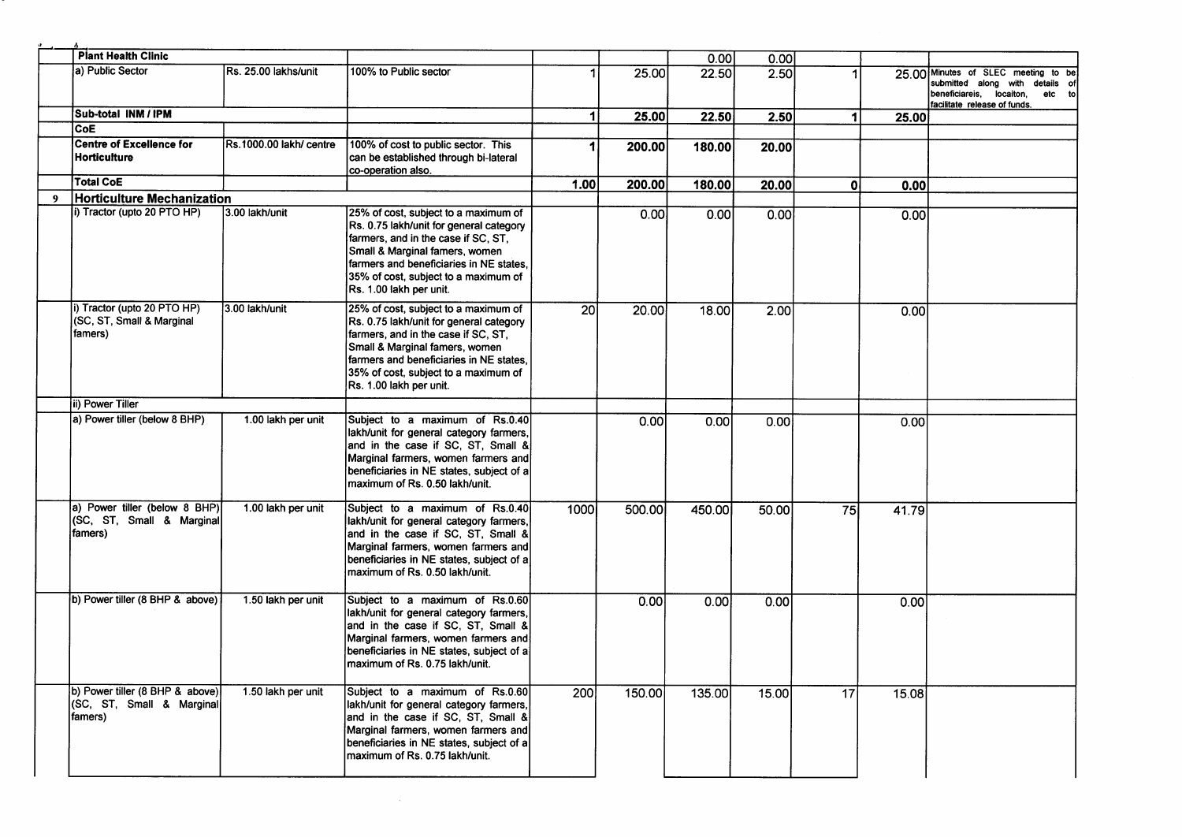| | | | | | | | | | | |
|---|---|---|---|---|---|---|---|---|---|---|
| | **Plant Health Clinic** | | | | | 0.00 | 0.00 | | | |
| | a) Public Sector | Rs. 25.00 lakhs/unit | 100% to Public sector | 1 | 25.00 | 22.50 | 2.50 | 1 | 25.00 | Minutes of SLEC meeting to be submitted along with details of beneficiareis, locaiton, etc to facilitate release of funds. |
| | **Sub-total INM / IPM** | | | **1** | **25.00** | **22.50** | **2.50** | **1** | **25.00** | |
| | **CoE** | | | | | | | | | |
| | **Centre of Excellence for Horticulture** | Rs.1000.00 lakh/ centre | 100% of cost to public sector. This can be established through bi-lateral co-operation also. | **1** | **200.00** | **180.00** | **20.00** | | | |
| | **Total CoE** | | | **1.00** | **200.00** | **180.00** | **20.00** | **0** | **0.00** | |
| 9 | **Horticulture Mechanization** | | | | | | | | | |
| | i) Tractor (upto 20 PTO HP) | 3.00 lakh/unit | 25% of cost, subject to a maximum of Rs. 0.75 lakh/unit for general category farmers, and in the case if SC, ST, Small & Marginal famers, women farmers and beneficiaries in NE states, 35% of cost, subject to a maximum of Rs. 1.00 lakh per unit. | | 0.00 | 0.00 | 0.00 | | 0.00 | |
| | i) Tractor (upto 20 PTO HP) (SC, ST, Small & Marginal famers) | 3.00 lakh/unit | 25% of cost, subject to a maximum of Rs. 0.75 lakh/unit for general category farmers, and in the case if SC, ST, Small & Marginal famers, women farmers and beneficiaries in NE states, 35% of cost, subject to a maximum of Rs. 1.00 lakh per unit. | 20 | 20.00 | 18.00 | 2.00 | | 0.00 | |
| | ii) Power Tiller | | | | | | | | | |
| | a) Power tiller (below 8 BHP) | 1.00 lakh per unit | Subject to a maximum of Rs.0.40 lakh/unit for general category farmers, and in the case if SC, ST, Small & Marginal farmers, women farmers and beneficiaries in NE states, subject of a maximum of Rs. 0.50 lakh/unit. | | 0.00 | 0.00 | 0.00 | | 0.00 | |
| | a) Power tiller (below 8 BHP) (SC, ST, Small & Marginal famers) | 1.00 lakh per unit | Subject to a maximum of Rs.0.40 lakh/unit for general category farmers, and in the case if SC, ST, Small & Marginal farmers, women farmers and beneficiaries in NE states, subject of a maximum of Rs. 0.50 lakh/unit. | 1000 | 500.00 | 450.00 | 50.00 | 75 | 41.79 | |
| | b) Power tiller (8 BHP & above) | 1.50 lakh per unit | Subject to a maximum of Rs.0.60 lakh/unit for general category farmers, and in the case if SC, ST, Small & Marginal farmers, women farmers and beneficiaries in NE states, subject of a maximum of Rs. 0.75 lakh/unit. | | 0.00 | 0.00 | 0.00 | | 0.00 | |
| | b) Power tiller (8 BHP & above) (SC, ST, Small & Marginal famers) | 1.50 lakh per unit | Subject to a maximum of Rs.0.60 lakh/unit for general category farmers, and in the case if SC, ST, Small & Marginal farmers, women farmers and beneficiaries in NE states, subject of a maximum of Rs. 0.75 lakh/unit. | 200 | 150.00 | 135.00 | 15.00 | 17 | 15.08 | |